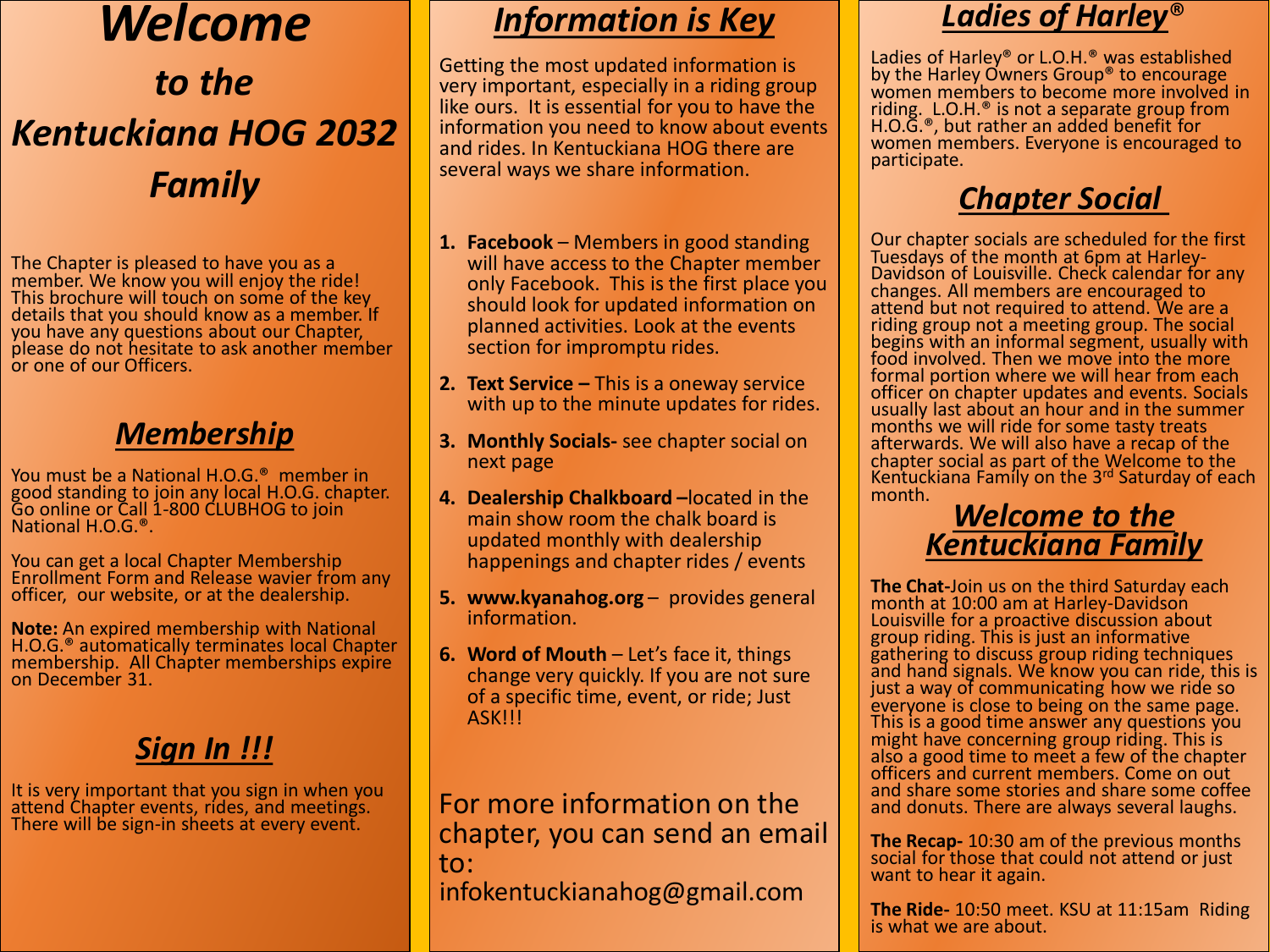# *Welcome*

## *to the Kentuckiana HOG 2032 Family*

The Chapter is pleased to have you as a member. We know you will enjoy the ride! This brochure will touch on some of the key details that you should know as a member. If you have any questions about our Chapter, please do not hesitate to ask another member or one of our Officers.

## ***Membership***

You must be a National H.O.G.® member in good standing to join any local H.O.G. chapter. Go online or Call 1-800 CLUBHOG to join National H.O.G.®.

You can get a local Chapter Membership Enrollment Form and Release wavier from any officer, our website, or at the dealership.

**Note:** An expired membership with National H.O.G.® automatically terminates local Chapter membership. All Chapter memberships expire on December 31.

## ***Sign In !!!***

It is very important that you sign in when you attend Chapter events, rides, and meetings. There will be sign-in sheets at every event.

## ***Information is Key***

Getting the most updated information is very important, especially in a riding group like ours. It is essential for you to have the information you need to know about events and rides. In Kentuckiana HOG there are several ways we share information.

1. **Facebook** – Members in good standing will have access to the Chapter member only Facebook. This is the first place you should look for updated information on planned activities. Look at the events section for impromptu rides.
2. **Text Service –** This is a oneway service with up to the minute updates for rides.
3. **Monthly Socials-** see chapter social on next page
4. **Dealership Chalkboard –**located in the main show room the chalk board is updated monthly with dealership happenings and chapter rides / events
5. **www.kyanahog.org** – provides general information.
6. **Word of Mouth** – Let's face it, things change very quickly. If you are not sure of a specific time, event, or ride; Just ASK!!!

For more information on the chapter, you can send an email to:
infokentuckianahog@gmail.com

## ***Ladies of Harley®***

Ladies of Harley® or L.O.H.® was established by the Harley Owners Group® to encourage women members to become more involved in riding. L.O.H.® is not a separate group from H.O.G.®, but rather an added benefit for women members. Everyone is encouraged to participate.

## ***Chapter Social***

Our chapter socials are scheduled for the first Tuesdays of the month at 6pm at Harley-Davidson of Louisville. Check calendar for any changes. All members are encouraged to attend but not required to attend. We are a riding group not a meeting group. The social begins with an informal segment, usually with food involved. Then we move into the more formal portion where we will hear from each officer on chapter updates and events. Socials usually last about an hour and in the summer months we will ride for some tasty treats afterwards. We will also have a recap of the chapter social as part of the Welcome to the Kentuckiana Family on the 3rd Saturday of each month.

## ***Welcome to the Kentuckiana Family***

**The Chat-**Join us on the third Saturday each month at 10:00 am at Harley-Davidson Louisville for a proactive discussion about group riding. This is just an informative gathering to discuss group riding techniques and hand signals. We know you can ride, this is just a way of communicating how we ride so everyone is close to being on the same page. This is a good time answer any questions you might have concerning group riding. This is also a good time to meet a few of the chapter officers and current members. Come on out and share some stories and share some coffee and donuts. There are always several laughs.

**The Recap-** 10:30 am of the previous months social for those that could not attend or just want to hear it again.

**The Ride-** 10:50 meet. KSU at 11:15am Riding is what we are about.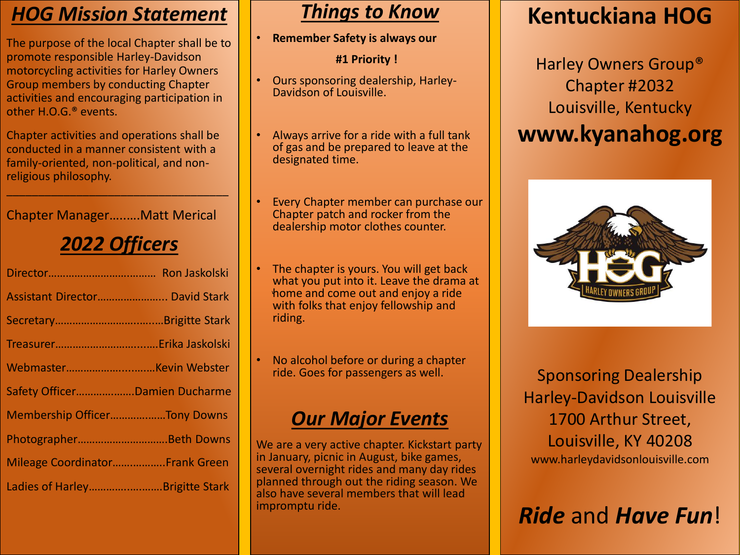## HOG Mission Statement

The purpose of the local Chapter shall be to promote responsible Harley-Davidson motorcycling activities for Harley Owners Group members by conducting Chapter activities and encouraging participation in other H.O.G.® events.

Chapter activities and operations shall be conducted in a manner consistent with a family-oriented, non-political, and non-religious philosophy.

---

Chapter Manager.........Matt Merical

## 2022 Officers

Director...................................... Ron Jaskolski

Assistant Director...................... David Stark

Secretary.....................................Brigitte Stark

Treasurer.....................................Erika Jaskolski

Webmaster...................................Kevin Webster

Safety Officer....................Damien Ducharme

Membership Officer..................Tony Downs

Photographer..............................Beth Downs

Mileage Coordinator.................Frank Green

Ladies of Harley.........................Brigitte Stark

## Things to Know

- **Remember Safety is always our #1 Priority !**
- Ours sponsoring dealership, Harley-Davidson of Louisville.
- Always arrive for a ride with a full tank of gas and be prepared to leave at the designated time.
- Every Chapter member can purchase our Chapter patch and rocker from the dealership motor clothes counter.
- The chapter is yours. You will get back what you put into it. Leave the drama at home and come out and enjoy a ride with folks that enjoy fellowship and riding.
- No alcohol before or during a chapter ride. Goes for passengers as well.

## Our Major Events

We are a very active chapter. Kickstart party in January, picnic in August, bike games, several overnight rides and many day rides planned through out the riding season. We also have several members that will lead impromptu ride.

# Kentuckiana HOG

Harley Owners Group®
Chapter #2032
Louisville, Kentucky

**www.kyanahog.org**

Sponsoring Dealership
Harley-Davidson Louisville
1700 Arthur Street,
Louisville, KY 40208
www.harleydavidsonlouisville.com

***Ride*** and ***Have Fun***!